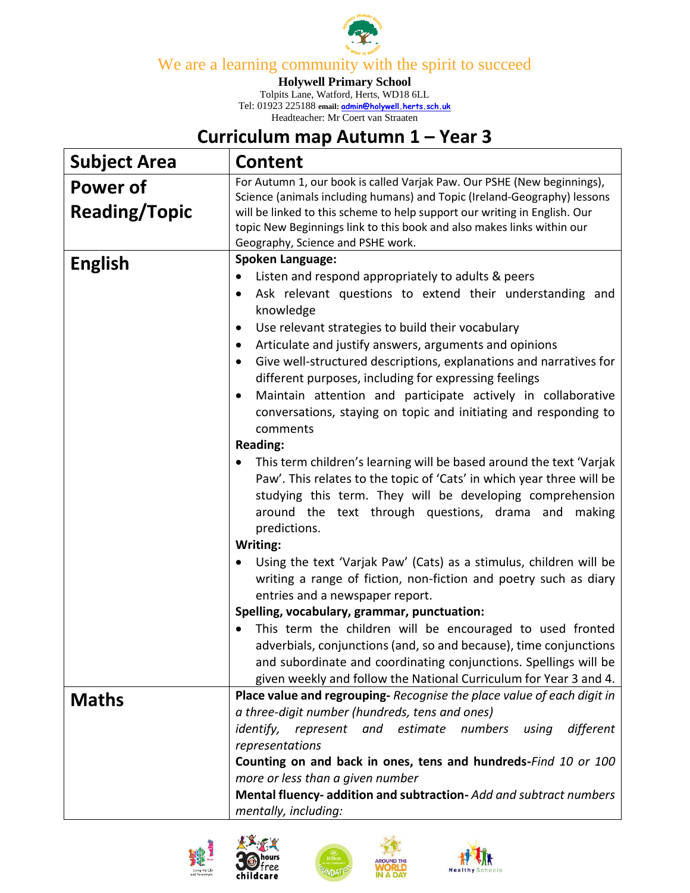We are a learning community with the spirit to succeed

**Holywell Primary School**
Tolpits Lane, Watford, Herts, WD18 6LL
Tel: 01923 225188 **email:** admin@holywell.herts.sch.uk
Headteacher: Mr Coert van Straaten

# Curriculum map Autumn 1 – Year 3

| Subject Area | Content |
| --- | --- |
| **Power of Reading/Topic** | For Autumn 1, our book is called Varjak Paw. Our PSHE (New beginnings), Science (animals including humans) and Topic (Ireland-Geography) lessons will be linked to this scheme to help support our writing in English. Our topic New Beginnings link to this book and also makes links within our Geography, Science and PSHE work. |
| **English** | **Spoken Language:**<br>• Listen and respond appropriately to adults & peers<br>• Ask relevant questions to extend their understanding and knowledge<br>• Use relevant strategies to build their vocabulary<br>• Articulate and justify answers, arguments and opinions<br>• Give well-structured descriptions, explanations and narratives for different purposes, including for expressing feelings<br>• Maintain attention and participate actively in collaborative conversations, staying on topic and initiating and responding to comments<br>**Reading:**<br>• This term children's learning will be based around the text 'Varjak Paw'. This relates to the topic of 'Cats' in which year three will be studying this term. They will be developing comprehension around the text through questions, drama and making predictions.<br>**Writing:**<br>• Using the text 'Varjak Paw' (Cats) as a stimulus, children will be writing a range of fiction, non-fiction and poetry such as diary entries and a newspaper report.<br>**Spelling, vocabulary, grammar, punctuation:**<br>• This term the children will be encouraged to used fronted adverbials, conjunctions (and, so and because), time conjunctions and subordinate and coordinating conjunctions. Spellings will be given weekly and follow the National Curriculum for Year 3 and 4. |
| **Maths** | **Place value and regrouping-** *Recognise the place value of each digit in a three-digit number (hundreds, tens and ones)*<br>*identify, represent and estimate numbers using different representations*<br>**Counting on and back in ones, tens and hundreds-***Find 10 or 100 more or less than a given number*<br>**Mental fluency- addition and subtraction-** *Add and subtract numbers mentally, including:* |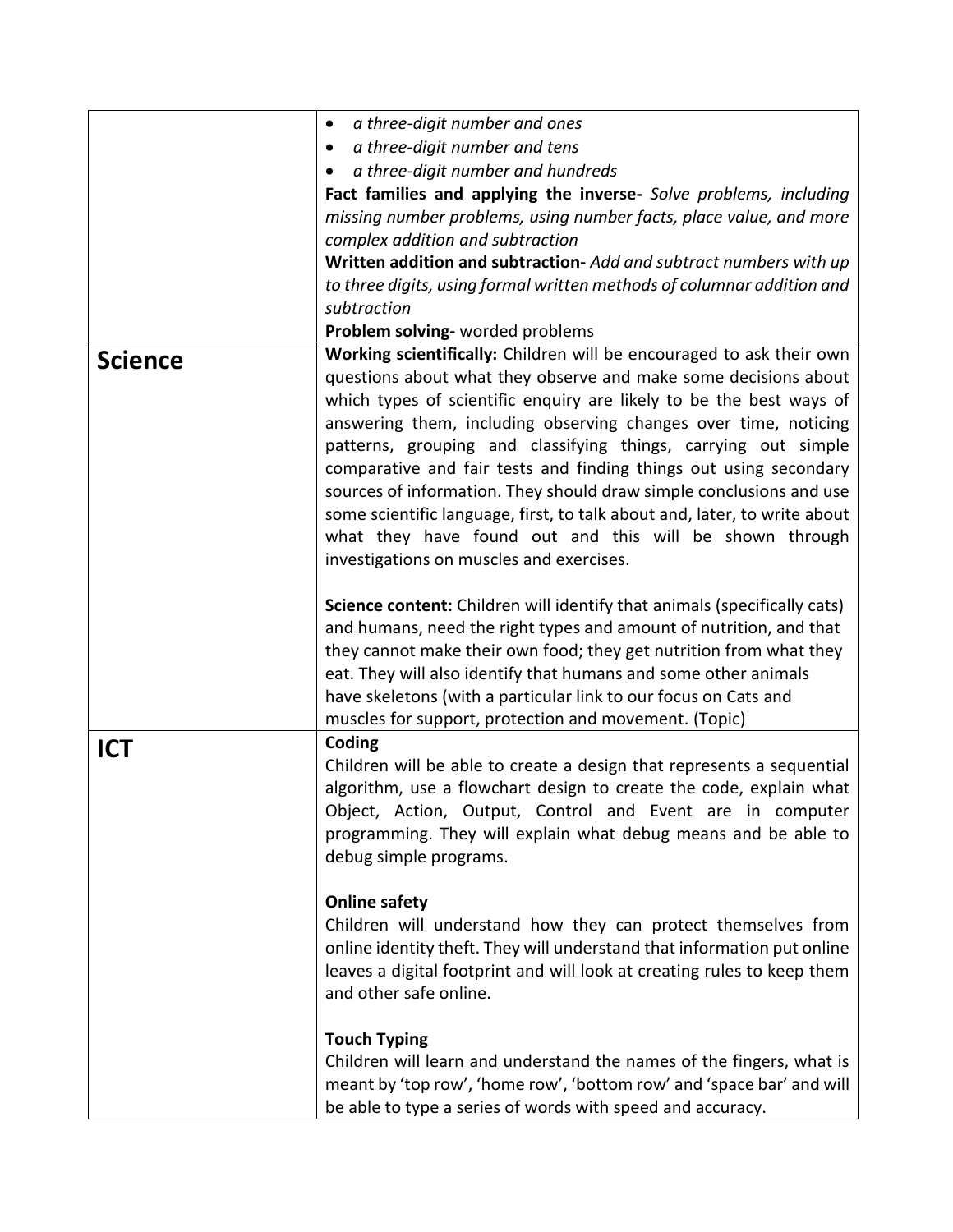| | |
|---|---|
| | • *a three-digit number and ones*<br>• *a three-digit number and tens*<br>• *a three-digit number and hundreds*<br>**Fact families and applying the inverse-** *Solve problems, including missing number problems, using number facts, place value, and more complex addition and subtraction*<br>**Written addition and subtraction-** *Add and subtract numbers with up to three digits, using formal written methods of columnar addition and subtraction*<br>**Problem solving-** worded problems |
| **Science** | **Working scientifically:** Children will be encouraged to ask their own questions about what they observe and make some decisions about which types of scientific enquiry are likely to be the best ways of answering them, including observing changes over time, noticing patterns, grouping and classifying things, carrying out simple comparative and fair tests and finding things out using secondary sources of information. They should draw simple conclusions and use some scientific language, first, to talk about and, later, to write about what they have found out and this will be shown through investigations on muscles and exercises.<br><br>**Science content:** Children will identify that animals (specifically cats) and humans, need the right types and amount of nutrition, and that they cannot make their own food; they get nutrition from what they eat. They will also identify that humans and some other animals have skeletons (with a particular link to our focus on Cats and muscles for support, protection and movement. (Topic) |
| **ICT** | **Coding**<br>Children will be able to create a design that represents a sequential algorithm, use a flowchart design to create the code, explain what Object, Action, Output, Control and Event are in computer programming. They will explain what debug means and be able to debug simple programs.<br><br>**Online safety**<br>Children will understand how they can protect themselves from online identity theft. They will understand that information put online leaves a digital footprint and will look at creating rules to keep them and other safe online.<br><br>**Touch Typing**<br>Children will learn and understand the names of the fingers, what is meant by 'top row', 'home row', 'bottom row' and 'space bar' and will be able to type a series of words with speed and accuracy. |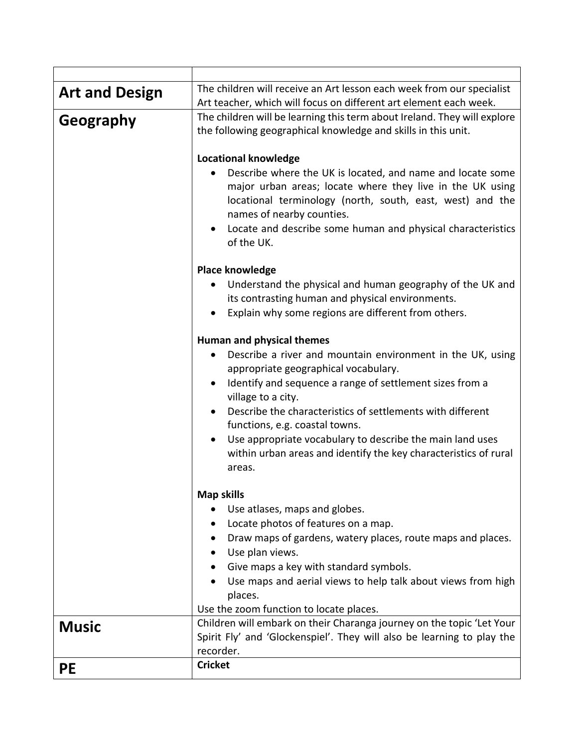| | |
|---|---|
| **Art and Design** | The children will receive an Art lesson each week from our specialist Art teacher, which will focus on different art element each week. |
| **Geography** | The children will be learning this term about Ireland. They will explore the following geographical knowledge and skills in this unit.<br><br>**Locational knowledge**<br>• Describe where the UK is located, and name and locate some major urban areas; locate where they live in the UK using locational terminology (north, south, east, west) and the names of nearby counties.<br>• Locate and describe some human and physical characteristics of the UK.<br><br>**Place knowledge**<br>• Understand the physical and human geography of the UK and its contrasting human and physical environments.<br>• Explain why some regions are different from others.<br><br>**Human and physical themes**<br>• Describe a river and mountain environment in the UK, using appropriate geographical vocabulary.<br>• Identify and sequence a range of settlement sizes from a village to a city.<br>• Describe the characteristics of settlements with different functions, e.g. coastal towns.<br>• Use appropriate vocabulary to describe the main land uses within urban areas and identify the key characteristics of rural areas.<br><br>**Map skills**<br>• Use atlases, maps and globes.<br>• Locate photos of features on a map.<br>• Draw maps of gardens, watery places, route maps and places.<br>• Use plan views.<br>• Give maps a key with standard symbols.<br>• Use maps and aerial views to help talk about views from high places.<br>Use the zoom function to locate places. |
| **Music** | Children will embark on their Charanga journey on the topic 'Let Your Spirit Fly' and 'Glockenspiel'. They will also be learning to play the recorder. |
| **PE** | **Cricket** |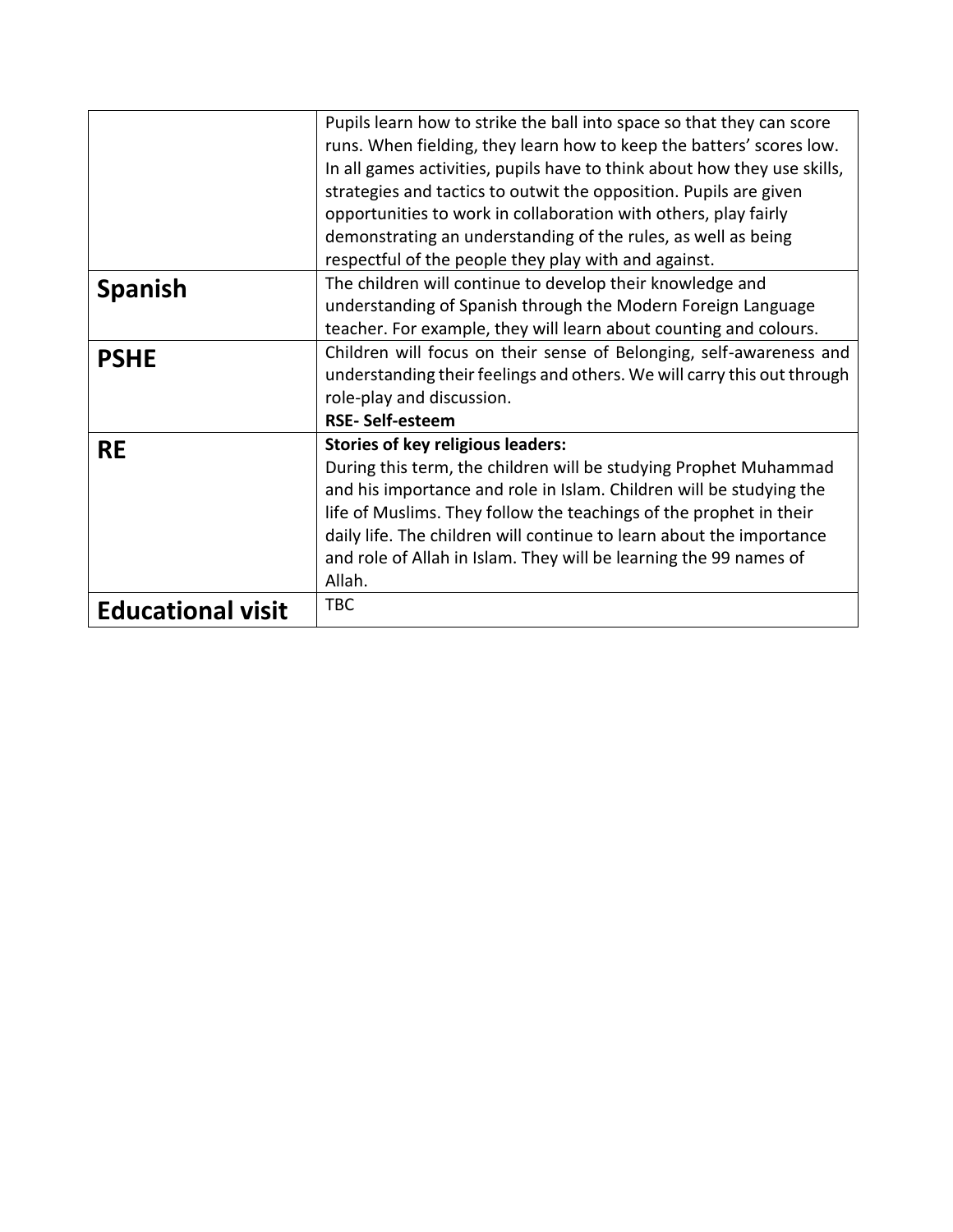| | |
|---|---|
| | Pupils learn how to strike the ball into space so that they can score runs. When fielding, they learn how to keep the batters' scores low. In all games activities, pupils have to think about how they use skills, strategies and tactics to outwit the opposition. Pupils are given opportunities to work in collaboration with others, play fairly demonstrating an understanding of the rules, as well as being respectful of the people they play with and against. |
| **Spanish** | The children will continue to develop their knowledge and understanding of Spanish through the Modern Foreign Language teacher. For example, they will learn about counting and colours. |
| **PSHE** | Children will focus on their sense of Belonging, self-awareness and understanding their feelings and others. We will carry this out through role-play and discussion.<br>**RSE- Self-esteem** |
| **RE** | **Stories of key religious leaders:**<br>During this term, the children will be studying Prophet Muhammad and his importance and role in Islam. Children will be studying the life of Muslims. They follow the teachings of the prophet in their daily life. The children will continue to learn about the importance and role of Allah in Islam. They will be learning the 99 names of Allah. |
| **Educational visit** | TBC |